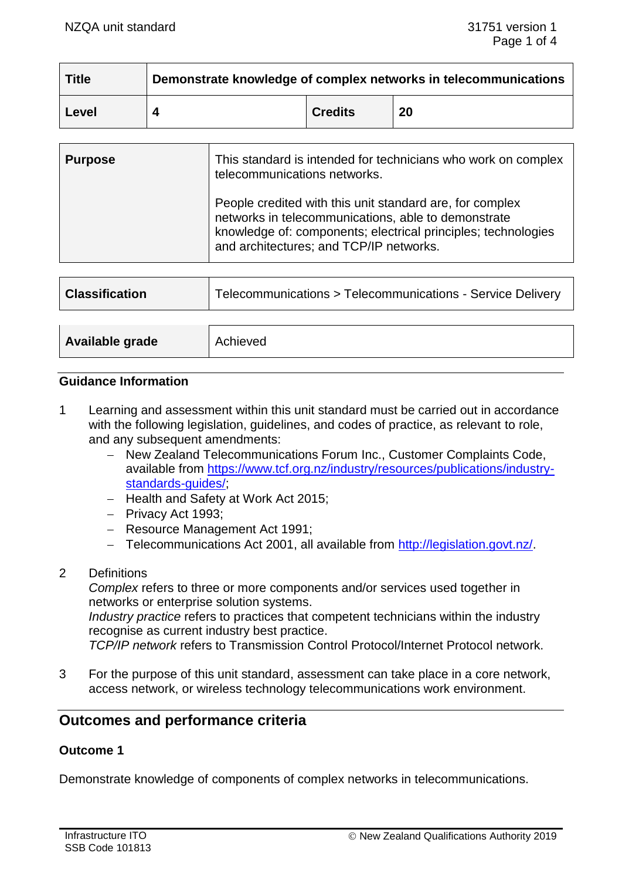| Title | Demonstrate knowledge of complex networks in telecommunications | | |
|---|---|---|---|
| Level | 4 | Credits | 20 |

| | |
|---|---|
| Purpose | This standard is intended for technicians who work on complex telecommunications networks.<br><br>People credited with this unit standard are, for complex networks in telecommunications, able to demonstrate knowledge of: components; electrical principles; technologies and architectures; and TCP/IP networks. |

| | |
|---|---|
| Classification | Telecommunications > Telecommunications - Service Delivery |

| | |
|---|---|
| Available grade | Achieved |

### Guidance Information

1. Learning and assessment within this unit standard must be carried out in accordance with the following legislation, guidelines, and codes of practice, as relevant to role, and any subsequent amendments:
   - New Zealand Telecommunications Forum Inc., Customer Complaints Code, available from https://www.tcf.org.nz/industry/resources/publications/industry-standards-guides/;
   - Health and Safety at Work Act 2015;
   - Privacy Act 1993;
   - Resource Management Act 1991;
   - Telecommunications Act 2001, all available from http://legislation.govt.nz/.

2. Definitions
   *Complex* refers to three or more components and/or services used together in networks or enterprise solution systems.
   *Industry practice* refers to practices that competent technicians within the industry recognise as current industry best practice.
   *TCP/IP network* refers to Transmission Control Protocol/Internet Protocol network.

3. For the purpose of this unit standard, assessment can take place in a core network, access network, or wireless technology telecommunications work environment.

## Outcomes and performance criteria

### Outcome 1

Demonstrate knowledge of components of complex networks in telecommunications.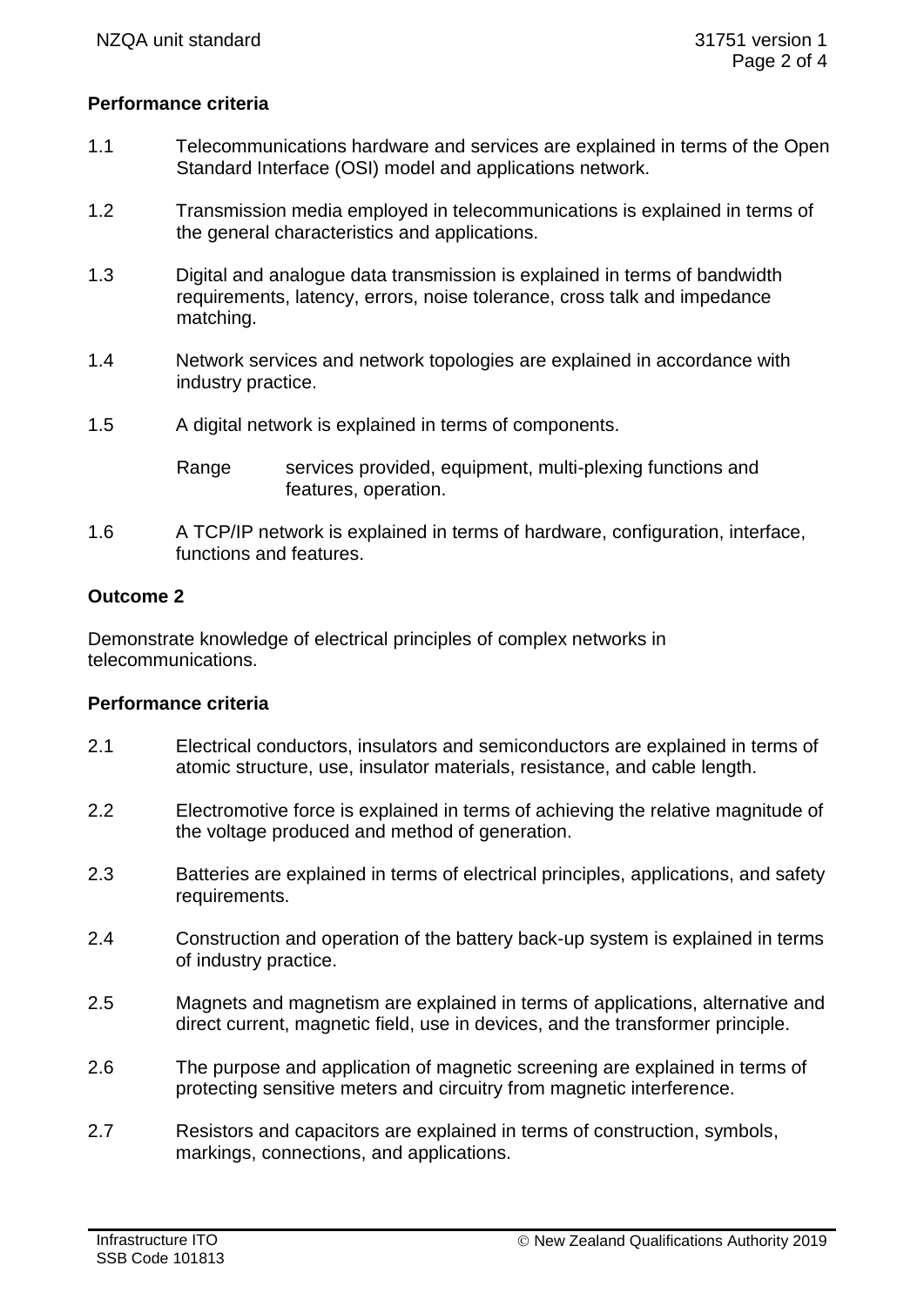## Performance criteria

1.1 Telecommunications hardware and services are explained in terms of the Open Standard Interface (OSI) model and applications network.

1.2 Transmission media employed in telecommunications is explained in terms of the general characteristics and applications.

1.3 Digital and analogue data transmission is explained in terms of bandwidth requirements, latency, errors, noise tolerance, cross talk and impedance matching.

1.4 Network services and network topologies are explained in accordance with industry practice.

1.5 A digital network is explained in terms of components.

Range services provided, equipment, multi-plexing functions and features, operation.

1.6 A TCP/IP network is explained in terms of hardware, configuration, interface, functions and features.

## Outcome 2

Demonstrate knowledge of electrical principles of complex networks in telecommunications.

## Performance criteria

2.1 Electrical conductors, insulators and semiconductors are explained in terms of atomic structure, use, insulator materials, resistance, and cable length.

2.2 Electromotive force is explained in terms of achieving the relative magnitude of the voltage produced and method of generation.

2.3 Batteries are explained in terms of electrical principles, applications, and safety requirements.

2.4 Construction and operation of the battery back-up system is explained in terms of industry practice.

2.5 Magnets and magnetism are explained in terms of applications, alternative and direct current, magnetic field, use in devices, and the transformer principle.

2.6 The purpose and application of magnetic screening are explained in terms of protecting sensitive meters and circuitry from magnetic interference.

2.7 Resistors and capacitors are explained in terms of construction, symbols, markings, connections, and applications.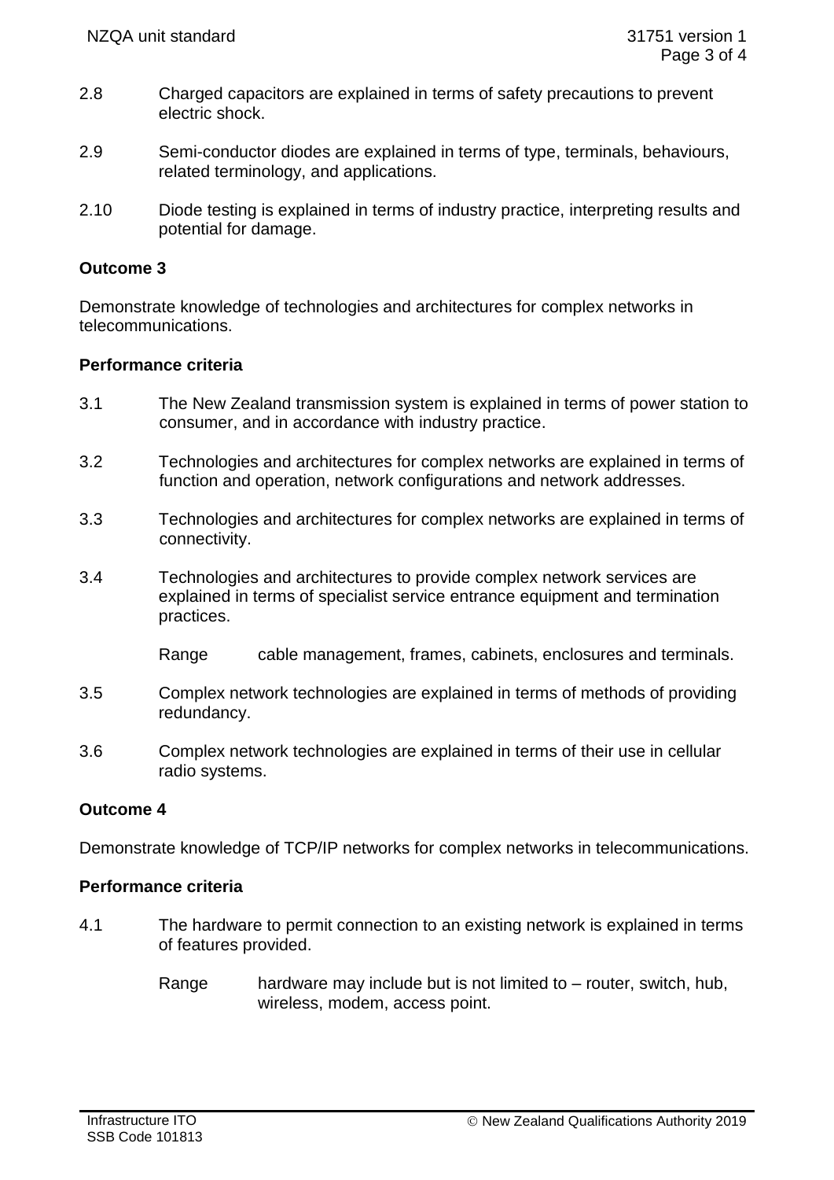2.8 Charged capacitors are explained in terms of safety precautions to prevent electric shock.

2.9 Semi-conductor diodes are explained in terms of type, terminals, behaviours, related terminology, and applications.

2.10 Diode testing is explained in terms of industry practice, interpreting results and potential for damage.

**Outcome 3**

Demonstrate knowledge of technologies and architectures for complex networks in telecommunications.

**Performance criteria**

3.1 The New Zealand transmission system is explained in terms of power station to consumer, and in accordance with industry practice.

3.2 Technologies and architectures for complex networks are explained in terms of function and operation, network configurations and network addresses.

3.3 Technologies and architectures for complex networks are explained in terms of connectivity.

3.4 Technologies and architectures to provide complex network services are explained in terms of specialist service entrance equipment and termination practices.

Range cable management, frames, cabinets, enclosures and terminals.

3.5 Complex network technologies are explained in terms of methods of providing redundancy.

3.6 Complex network technologies are explained in terms of their use in cellular radio systems.

**Outcome 4**

Demonstrate knowledge of TCP/IP networks for complex networks in telecommunications.

**Performance criteria**

4.1 The hardware to permit connection to an existing network is explained in terms of features provided.

Range hardware may include but is not limited to – router, switch, hub, wireless, modem, access point.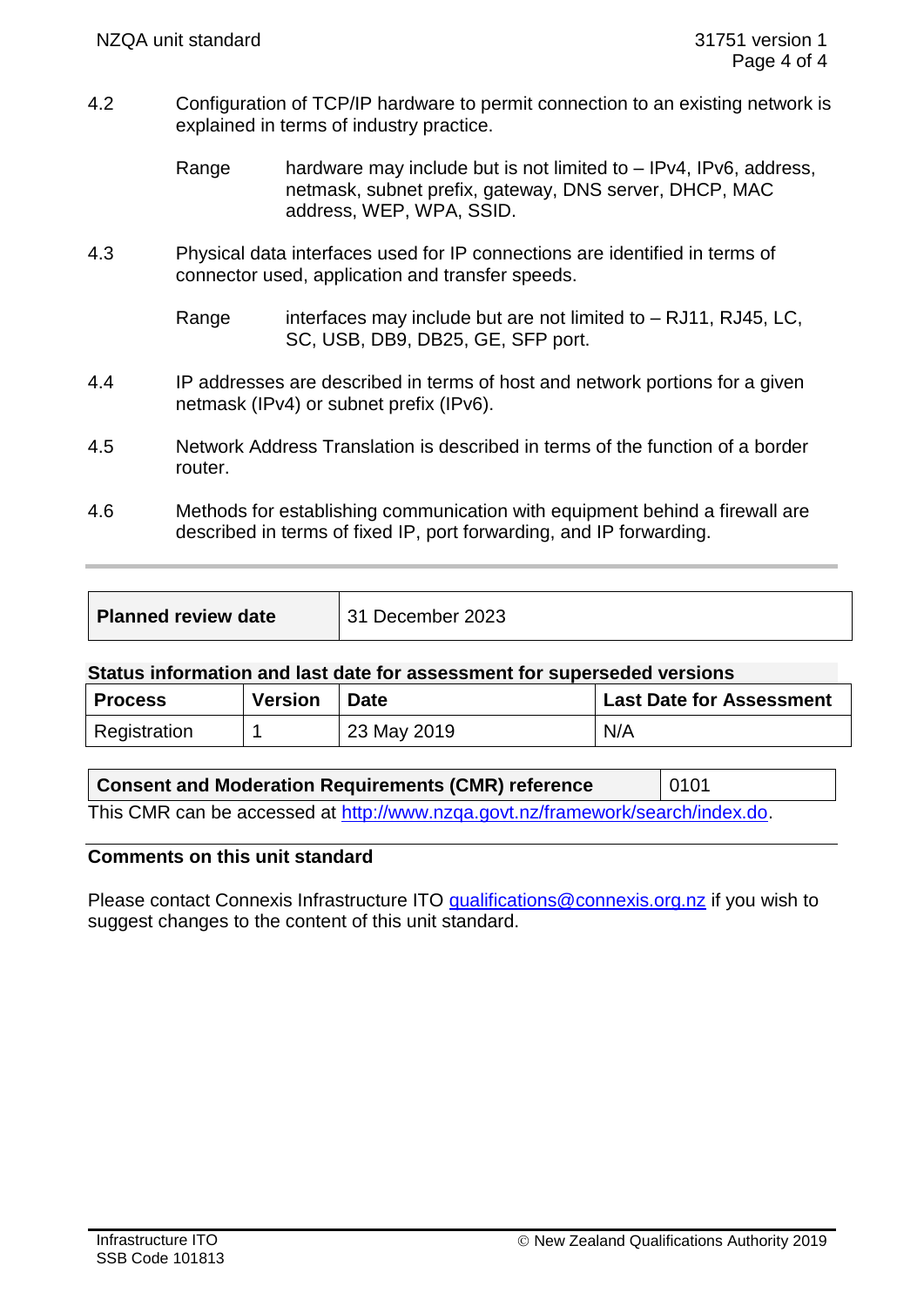4.2 Configuration of TCP/IP hardware to permit connection to an existing network is explained in terms of industry practice.

Range hardware may include but is not limited to – IPv4, IPv6, address, netmask, subnet prefix, gateway, DNS server, DHCP, MAC address, WEP, WPA, SSID.

4.3 Physical data interfaces used for IP connections are identified in terms of connector used, application and transfer speeds.

Range interfaces may include but are not limited to – RJ11, RJ45, LC, SC, USB, DB9, DB25, GE, SFP port.

4.4 IP addresses are described in terms of host and network portions for a given netmask (IPv4) or subnet prefix (IPv6).

4.5 Network Address Translation is described in terms of the function of a border router.

4.6 Methods for establishing communication with equipment behind a firewall are described in terms of fixed IP, port forwarding, and IP forwarding.

---

| | |
|---|---|
| **Planned review date** | 31 December 2023 |

**Status information and last date for assessment for superseded versions**

| **Process** | **Version** | **Date** | **Last Date for Assessment** |
|---|---|---|---|
| Registration | 1 | 23 May 2019 | N/A |

| | |
|---|---|
| **Consent and Moderation Requirements (CMR) reference** | 0101 |

This CMR can be accessed at http://www.nzqa.govt.nz/framework/search/index.do.

**Comments on this unit standard**

Please contact Connexis Infrastructure ITO qualifications@connexis.org.nz if you wish to suggest changes to the content of this unit standard.